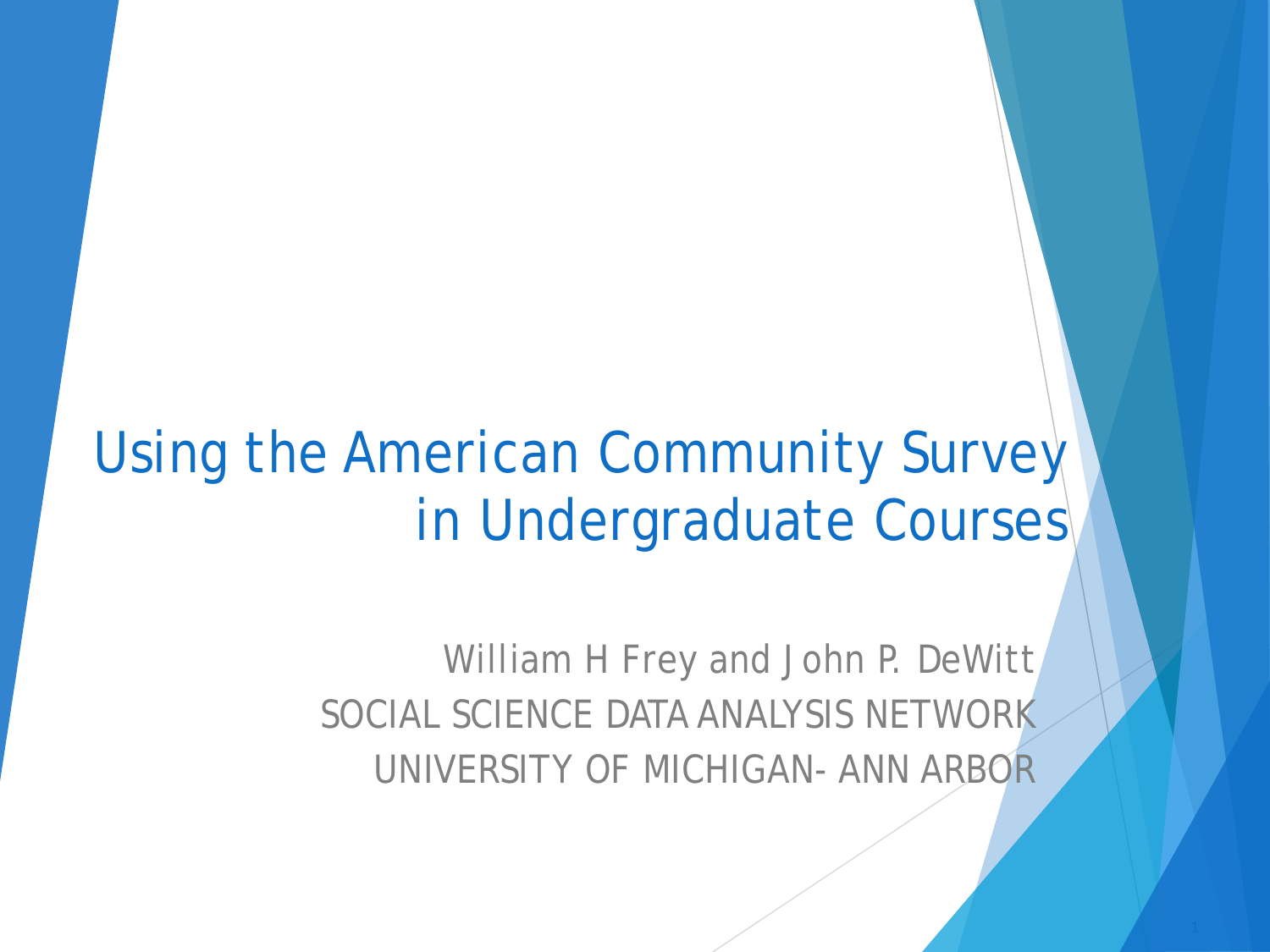# Using the American Community Survey in Undergraduate Courses

William H Frey and John P. DeWitt

SOCIAL SCIENCE DATA ANALYSIS NETWORK

UNIVERSITY OF MICHIGAN- ANN ARBOR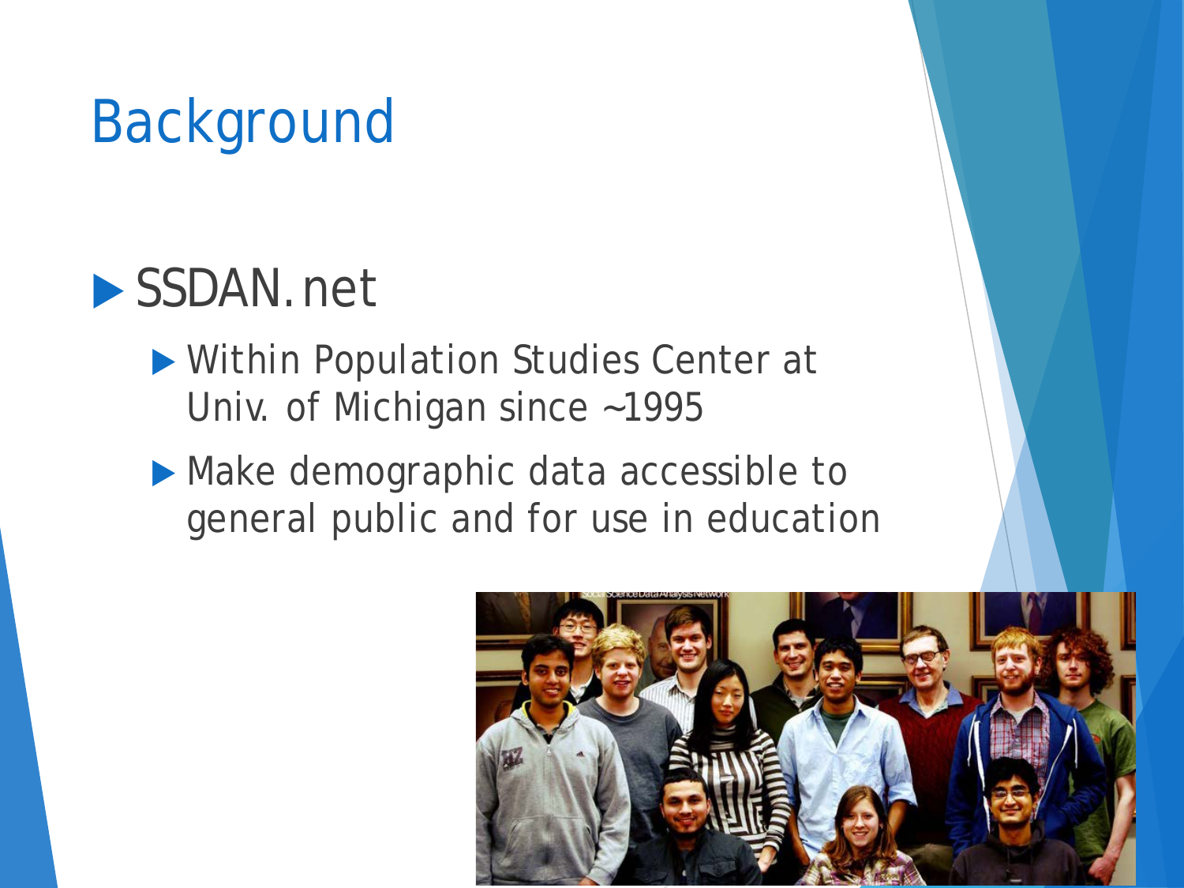# Background

- SSDAN.net
  - Within Population Studies Center at Univ. of Michigan since ~1995
  - Make demographic data accessible to general public and for use in education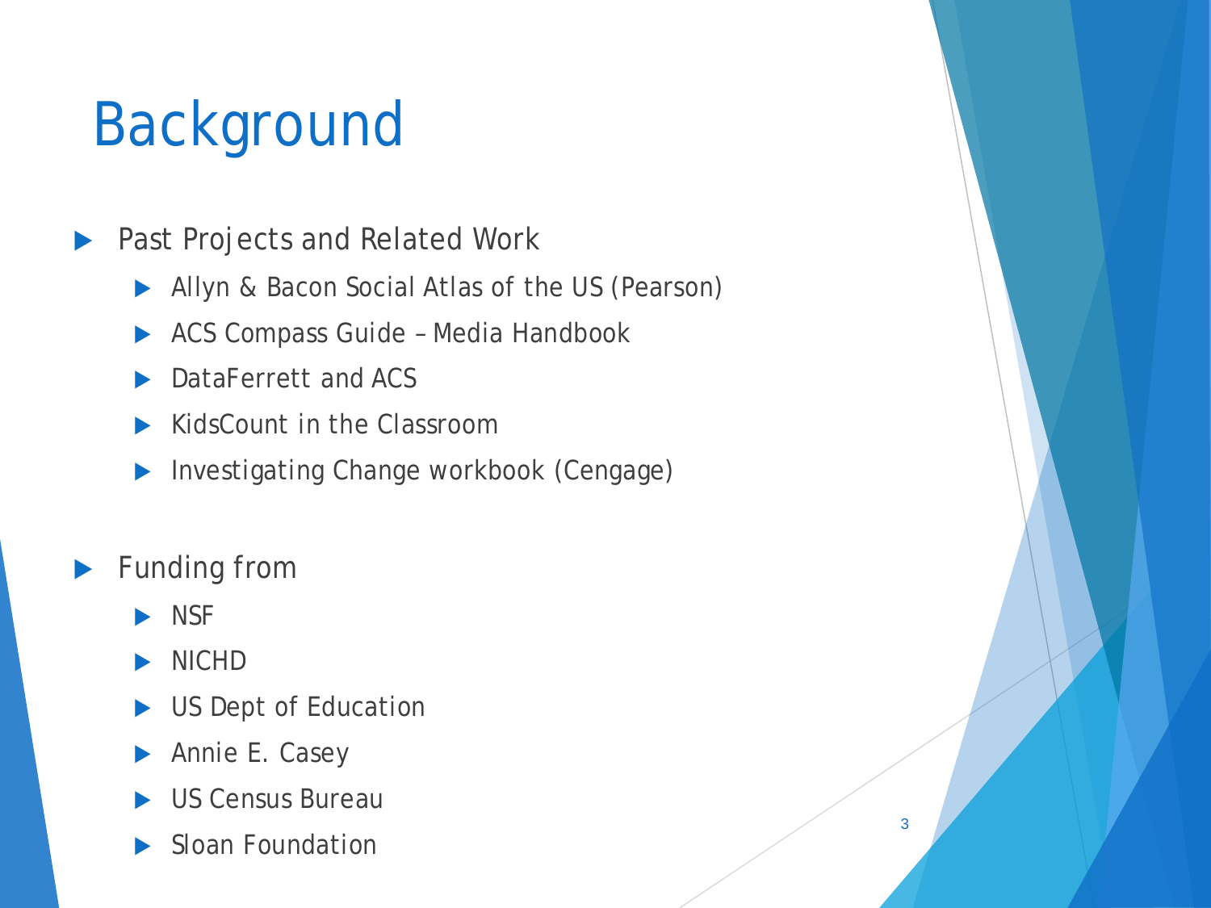# Background

- Past Projects and Related Work
  - Allyn & Bacon Social Atlas of the US (Pearson)
  - ACS Compass Guide – Media Handbook
  - DataFerrett and ACS
  - KidsCount in the Classroom
  - Investigating Change workbook (Cengage)

- Funding from
  - NSF
  - NICHD
  - US Dept of Education
  - Annie E. Casey
  - US Census Bureau
  - Sloan Foundation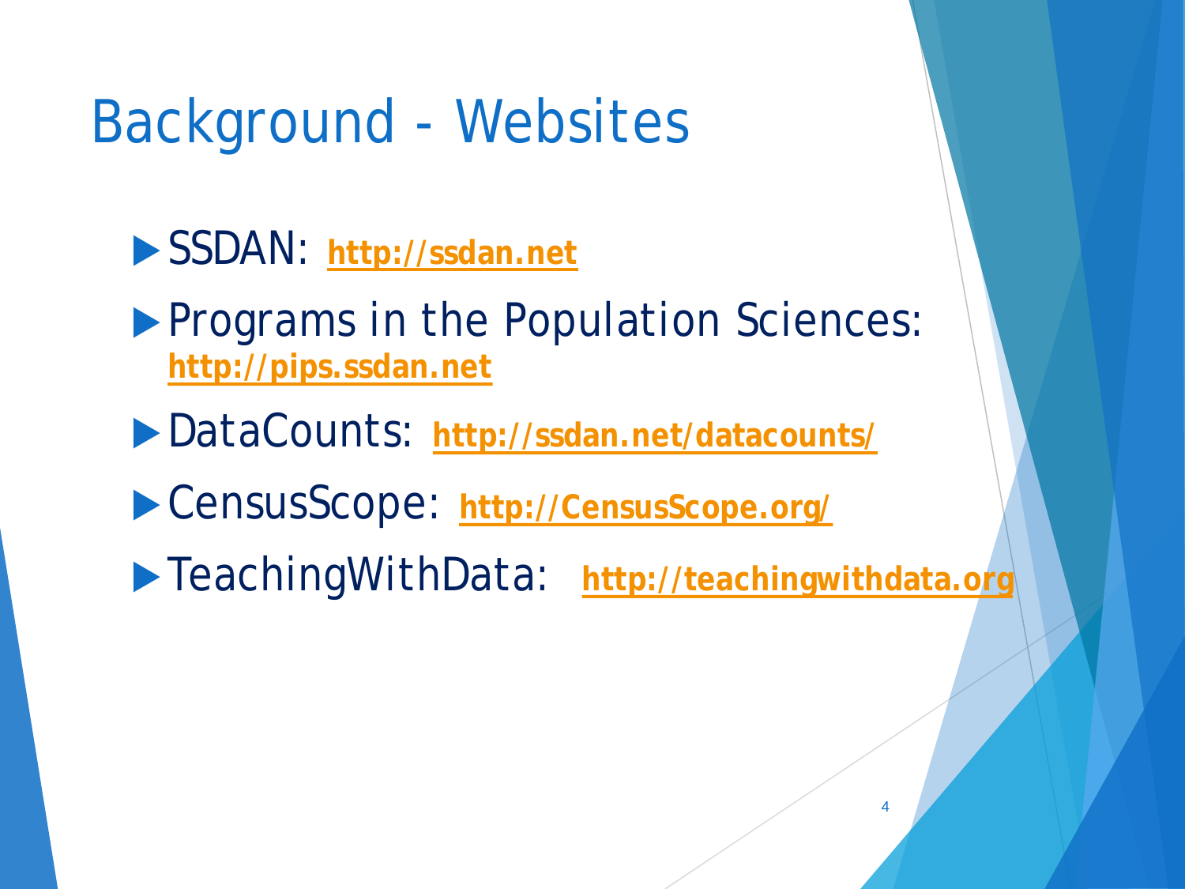# Background - Websites

- SSDAN: **http://ssdan.net**
- Programs in the Population Sciences: **http://pips.ssdan.net**
- DataCounts: **http://ssdan.net/datacounts/**
- CensusScope: **http://CensusScope.org/**
- TeachingWithData: **http://teachingwithdata.org**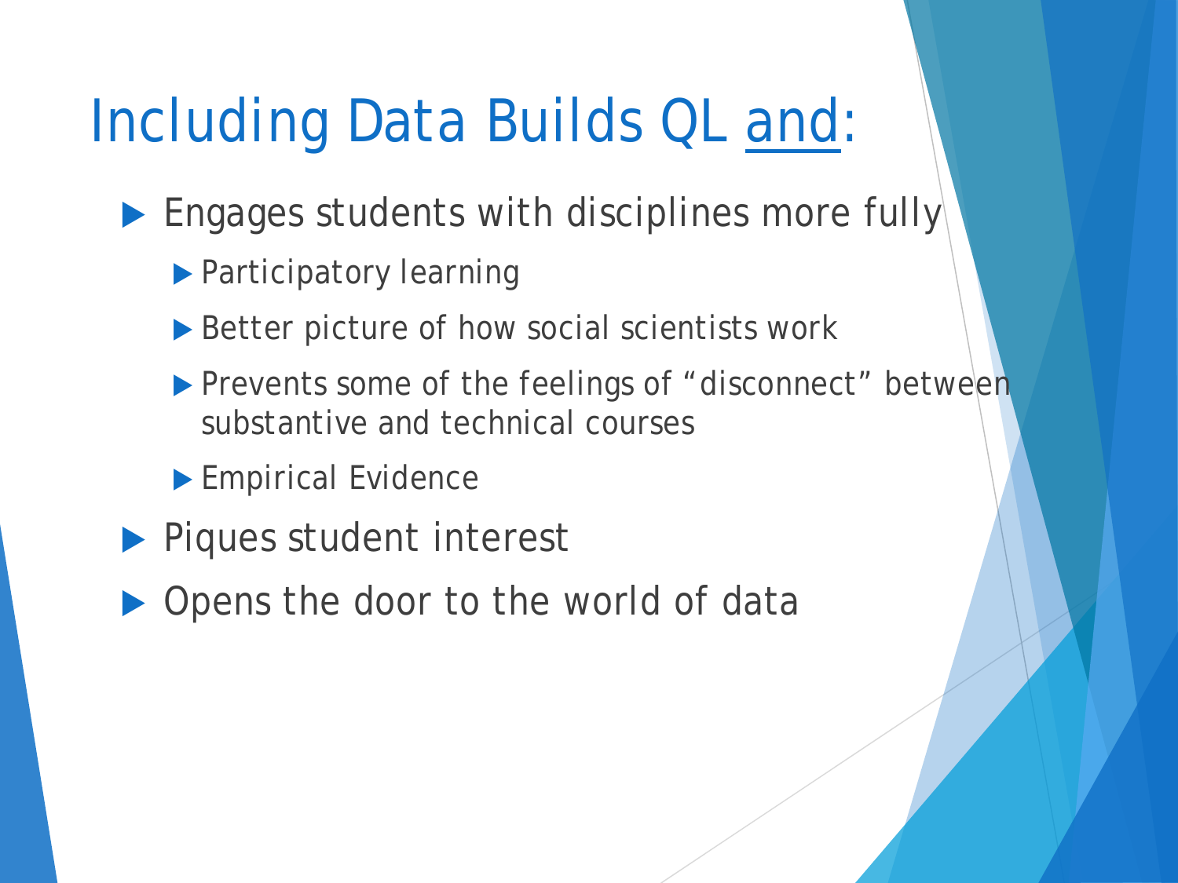# Including Data Builds QL and:

- Engages students with disciplines more fully
  - Participatory learning
  - Better picture of how social scientists work
  - Prevents some of the feelings of “disconnect” between substantive and technical courses
  - Empirical Evidence
- Piques student interest
- Opens the door to the world of data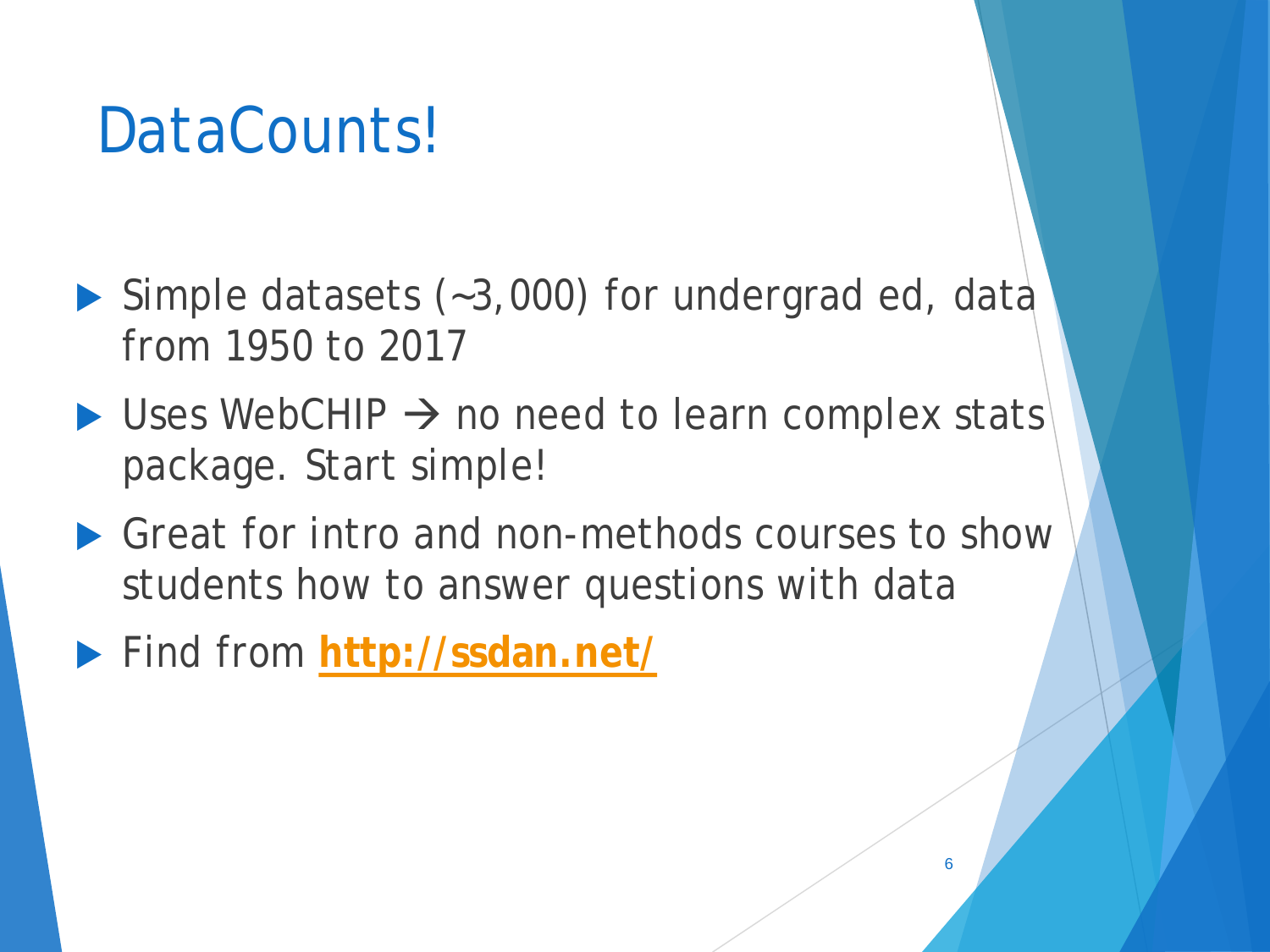# DataCounts!

- Simple datasets (~3,000) for undergrad ed, data from 1950 to 2017
- Uses WebCHIP → no need to learn complex stats package. Start simple!
- Great for intro and non-methods courses to show students how to answer questions with data
- Find from **http://ssdan.net/**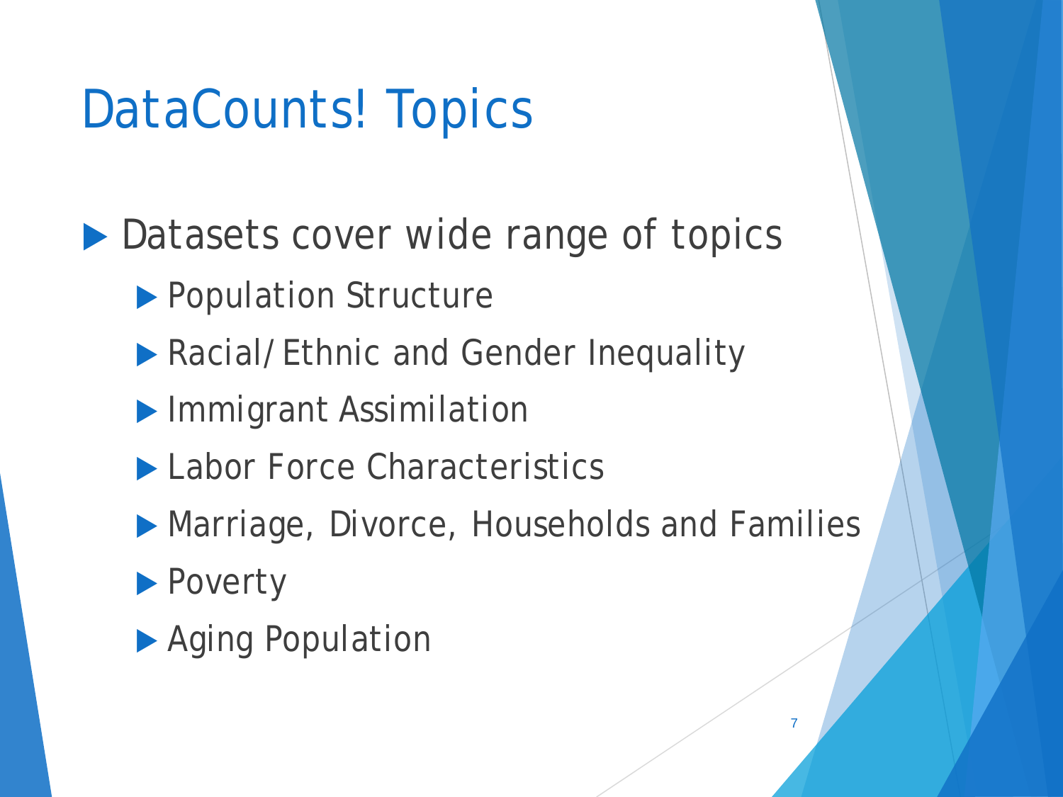# DataCounts! Topics

- Datasets cover wide range of topics
  - Population Structure
  - Racial/Ethnic and Gender Inequality
  - Immigrant Assimilation
  - Labor Force Characteristics
  - Marriage, Divorce, Households and Families
  - Poverty
  - Aging Population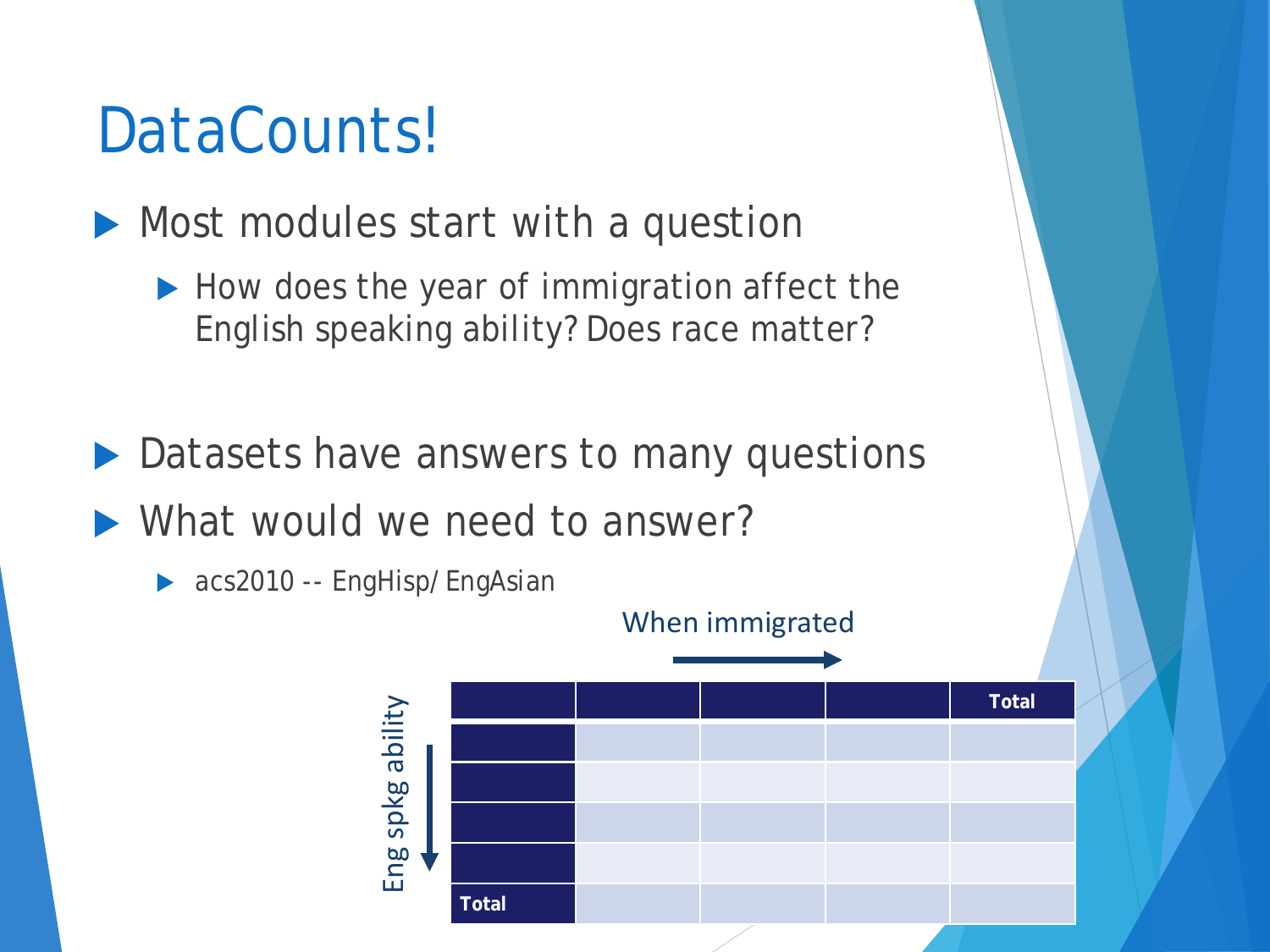# DataCounts!

- Most modules start with a question
  - How does the year of immigration affect the English speaking ability? Does race matter?

- Datasets have answers to many questions
- What would we need to answer?
  - acs2010 -- EngHisp/ EngAsian

When immigrated →

Eng spkg ability ↓

| | | | | Total |
|---|---|---|---|---|
| | | | | |
| | | | | |
| | | | | |
| | | | | |
| Total | | | | |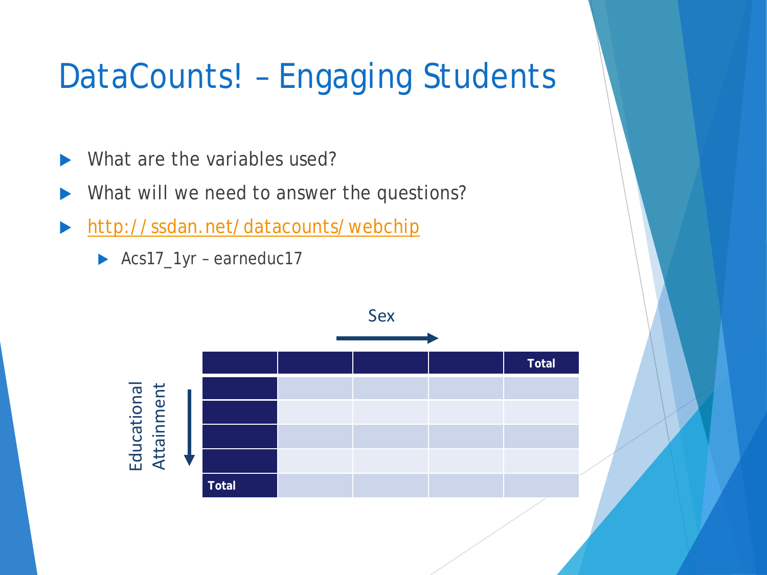# DataCounts! – Engaging Students

- What are the variables used?
- What will we need to answer the questions?
- http://ssdan.net/datacounts/webchip
  - Acs17_1yr – earneduc17

Sex →

Educational Attainment ↓

| | | | | Total |
|---|---|---|---|---|
| | | | | |
| | | | | |
| | | | | |
| | | | | |
| Total | | | | |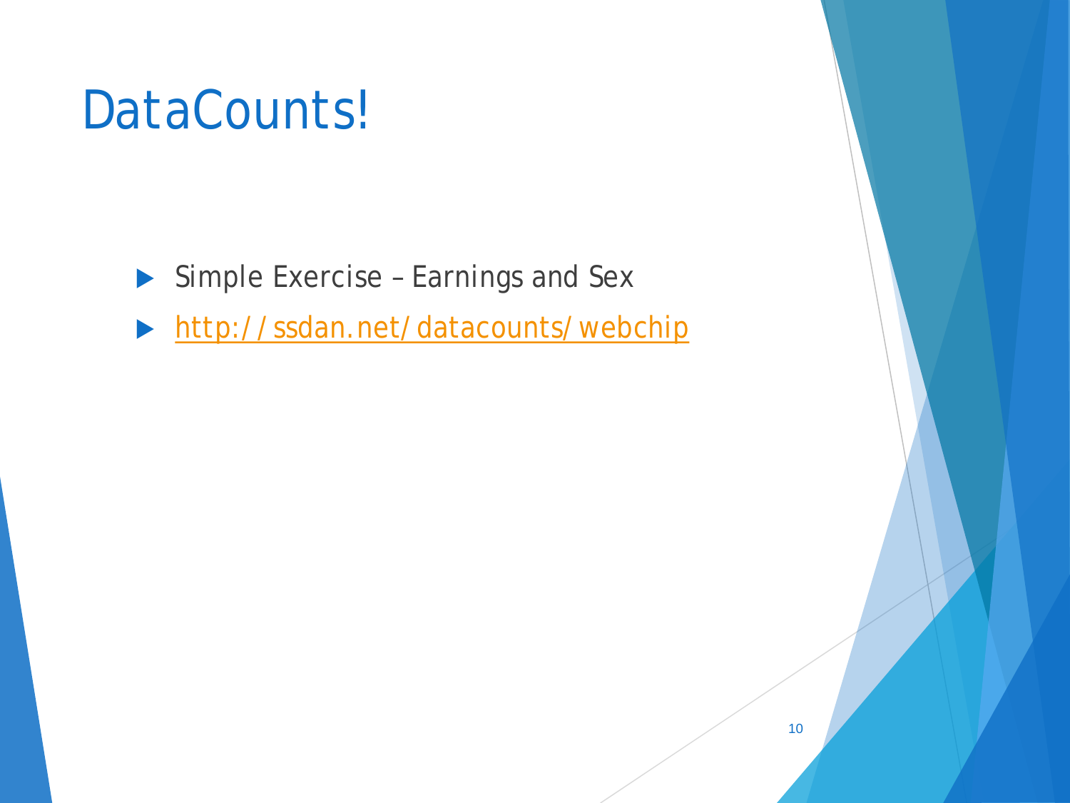# DataCounts!

- Simple Exercise – Earnings and Sex
- http://ssdan.net/datacounts/webchip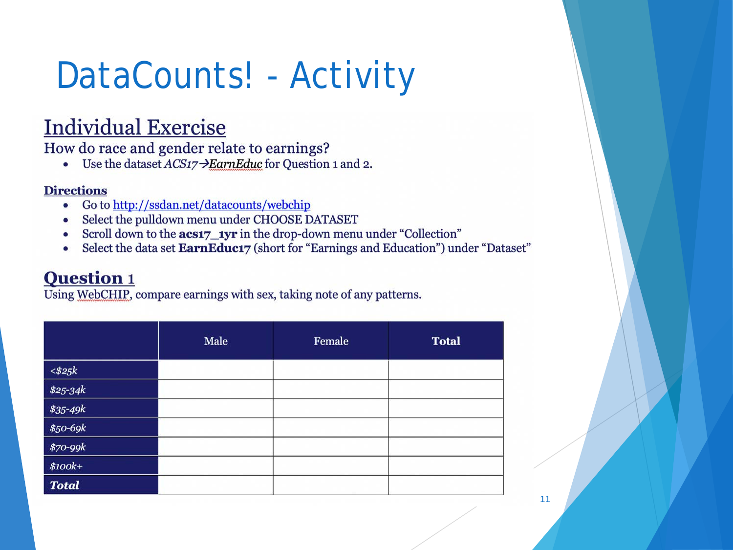# DataCounts! - Activity

## Individual Exercise

How do race and gender relate to earnings?

- Use the dataset *ACS17→EarnEduc* for Question 1 and 2.

### Directions

- Go to http://ssdan.net/datacounts/webchip
- Select the pulldown menu under CHOOSE DATASET
- Scroll down to the **acs17_1yr** in the drop-down menu under "Collection"
- Select the data set **EarnEduc17** (short for "Earnings and Education") under "Dataset"

## Question 1

Using WebCHIP, compare earnings with sex, taking note of any patterns.

| | Male | Female | **Total** |
|---|---|---|---|
| *<$25k* | | | |
| *$25-34k* | | | |
| *$35-49k* | | | |
| *$50-69k* | | | |
| *$70-99k* | | | |
| *$100k+* | | | |
| ***Total*** | | | |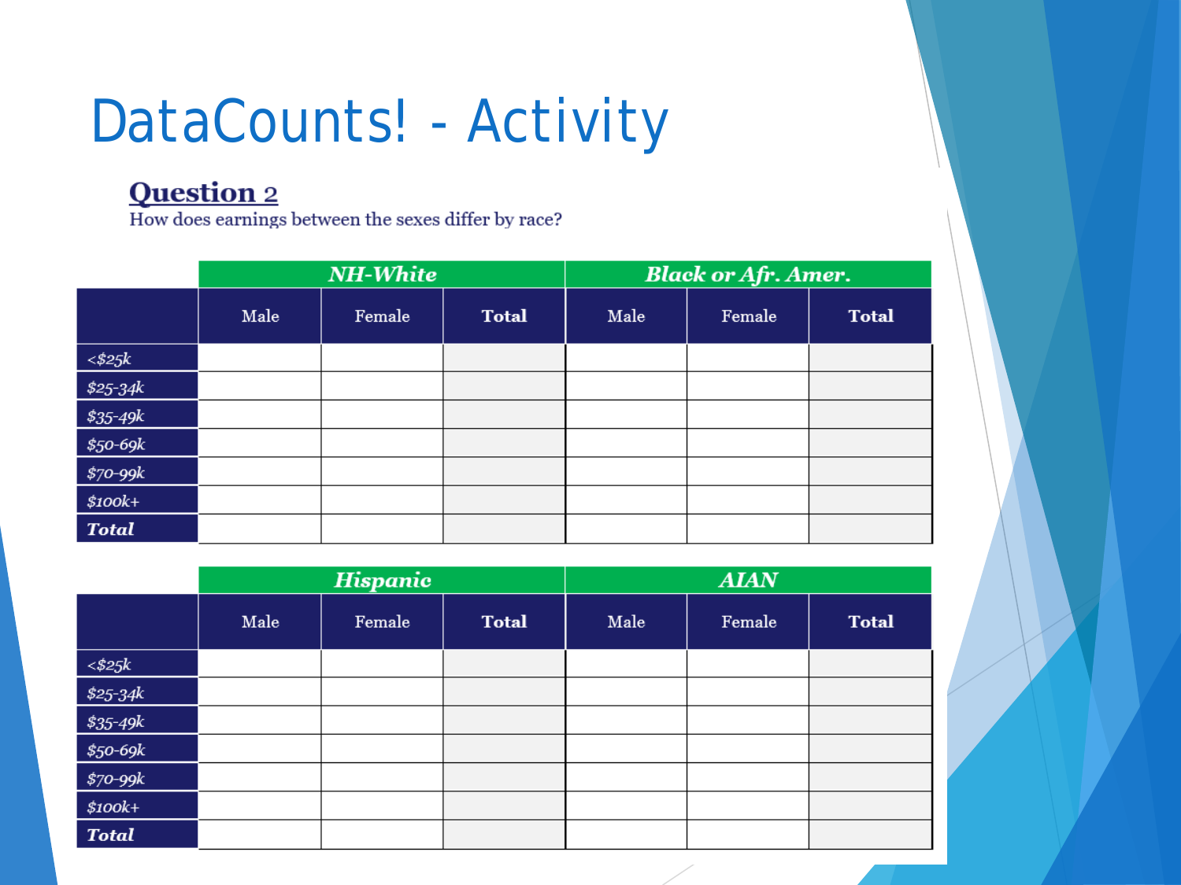# DataCounts! - Activity

## Question 2

How does earnings between the sexes differ by race?

| | NH-White | | | Black or Afr. Amer. | | |
|---|---|---|---|---|---|---|
| | Male | Female | **Total** | Male | Female | **Total** |
| *<$25k* | | | | | | |
| *$25-34k* | | | | | | |
| *$35-49k* | | | | | | |
| *$50-69k* | | | | | | |
| *$70-99k* | | | | | | |
| *$100k+* | | | | | | |
| ***Total*** | | | | | | |

| | Hispanic | | | AIAN | | |
|---|---|---|---|---|---|---|
| | Male | Female | **Total** | Male | Female | **Total** |
| *<$25k* | | | | | | |
| *$25-34k* | | | | | | |
| *$35-49k* | | | | | | |
| *$50-69k* | | | | | | |
| *$70-99k* | | | | | | |
| *$100k+* | | | | | | |
| ***Total*** | | | | | | |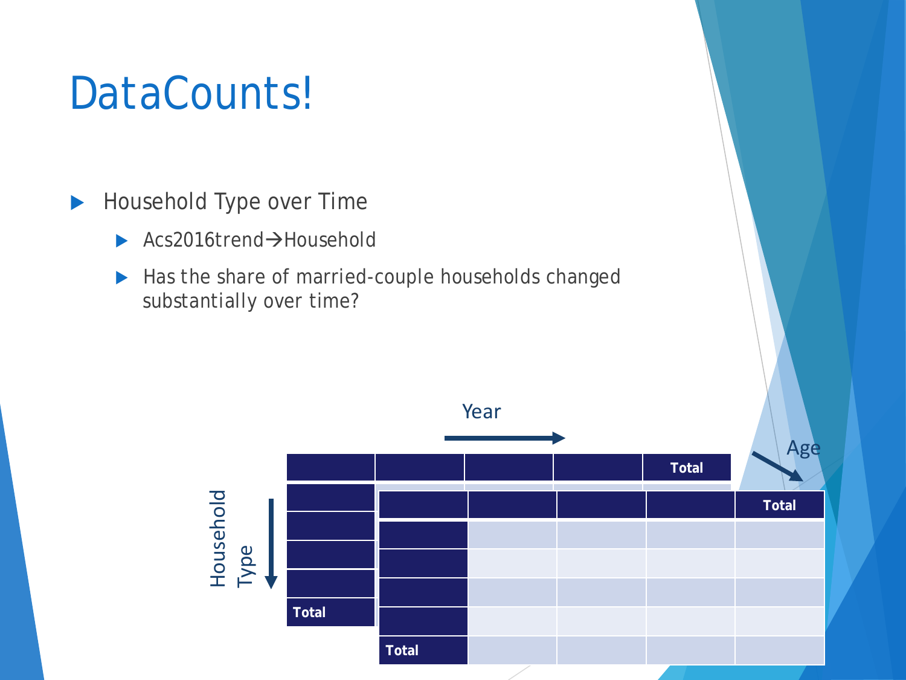# DataCounts!

- Household Type over Time
  - Acs2016trend→Household
  - Has the share of married-couple households changed substantially over time?

Year →

Age ↘

Household Type ↓

| | | | | Total |
|---|---|---|---|---|
| | | | | |
| | | | | |
| | | | | |
| | | | | |
| Total | | | | |

| | | | | Total |
|---|---|---|---|---|
| | | | | |
| | | | | |
| | | | | |
| | | | | |
| Total | | | | |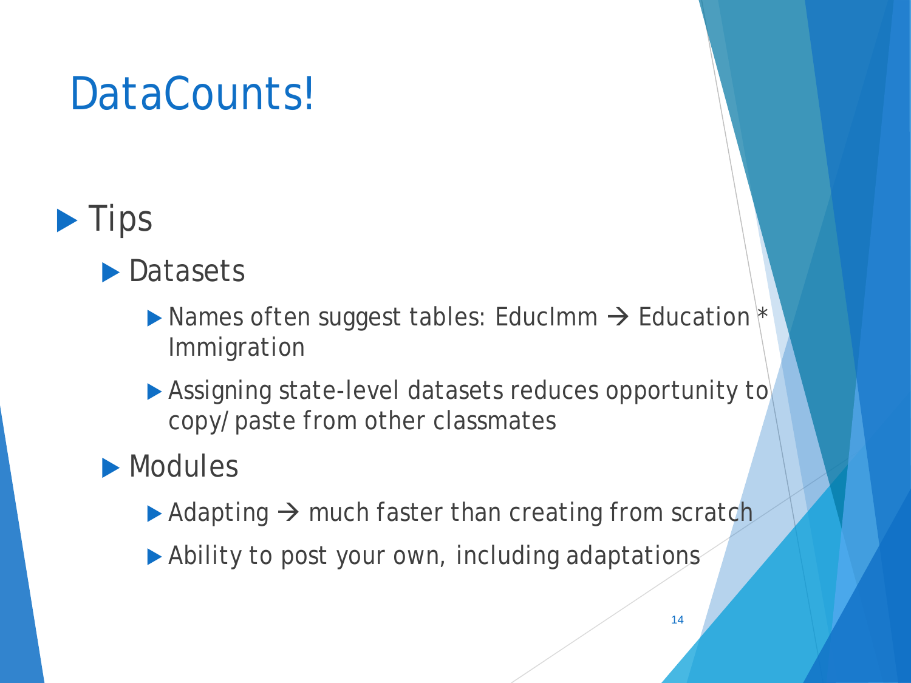# DataCounts!

- Tips
  - Datasets
    - Names often suggest tables: EducImm → Education * Immigration
    - Assigning state-level datasets reduces opportunity to copy/ paste from other classmates
  - Modules
    - Adapting → much faster than creating from scratch
    - Ability to post your own, including adaptations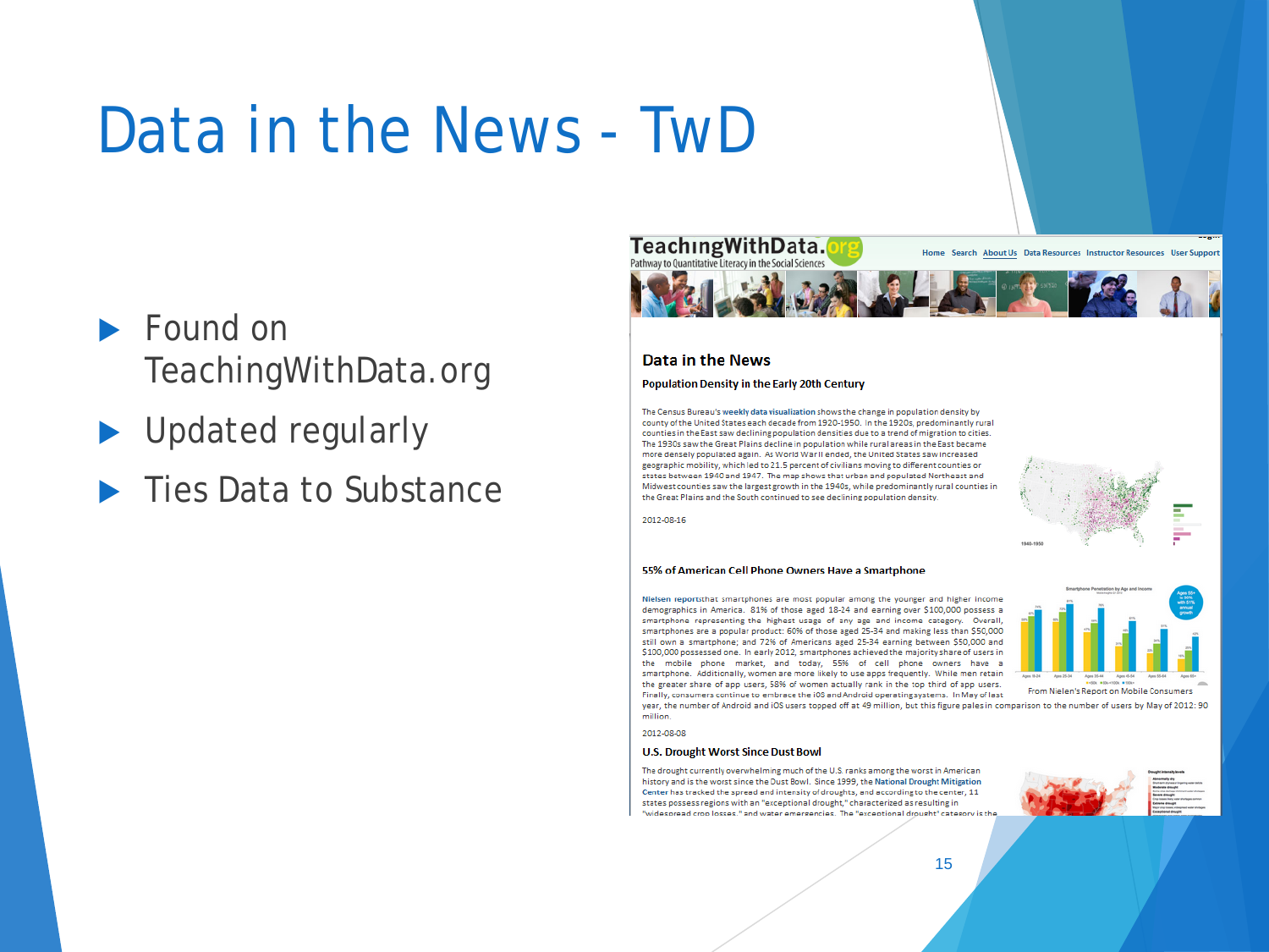# Data in the News - TwD

- Found on TeachingWithData.org
- Updated regularly
- Ties Data to Substance

TeachingWithData.org
Pathway to Quantitative Literacy in the Social Sciences

Home Search About Us Data Resources Instructor Resources User Support

## Data in the News

### Population Density in the Early 20th Century

The Census Bureau's weekly data visualization shows the change in population density by county of the United States each decade from 1920-1950. In the 1920s, predominantly rural counties in the East saw declining population densities due to a trend of migration to cities. The 1930s saw the Great Plains decline in population while rural areas in the East became more densely populated again. As World War II ended, the United States saw increased geographic mobility, which led to 21.5 percent of civilians moving to different counties or states between 1940 and 1947. The map shows that urban and populated Northeast and Midwest counties saw the largest growth in the 1940s, while predominantly rural counties in the Great Plains and the South continued to see declining population density.

2012-08-16

### 55% of American Cell Phone Owners Have a Smartphone

Nielsen report that smartphones are most popular among the younger and higher income demographics in America. 81% of those aged 18-24 and earning over $100,000 possess a smartphone representing the highest usage of any age and income category. Overall, smartphones are a popular product: 60% of those aged 25-34 and making less than $50,000 still own a smartphone; and 72% of Americans aged 25-34 earning between $50,000 and $100,000 possessed one. In early 2012, smartphones achieved the majority share of users in the mobile phone market, and today, 55% of cell phone owners have a smartphone. Additionally, women are more likely to use apps frequently. While men retain the greater share of app users, 58% of women actually rank in the top third of app users. Finally, consumers continue to embrace the iOS and Android operating systems. In May of last year, the number of Android and iOS users topped off at 49 million, but this figure pales in comparison to the number of users by May of 2012: 90 million.

From Nielen's Report on Mobile Consumers

2012-08-08

### U.S. Drought Worst Since Dust Bowl

The drought currently overwhelming much of the U.S. ranks among the worst in American history and is the worst since the Dust Bowl. Since 1999, the National Drought Mitigation Center has tracked the spread and intensity of droughts, and according to the center, 11 states possess regions with an "exceptional drought," characterized as resulting in "widespread crop losses," and water emergencies. The "exceptional drought" category is the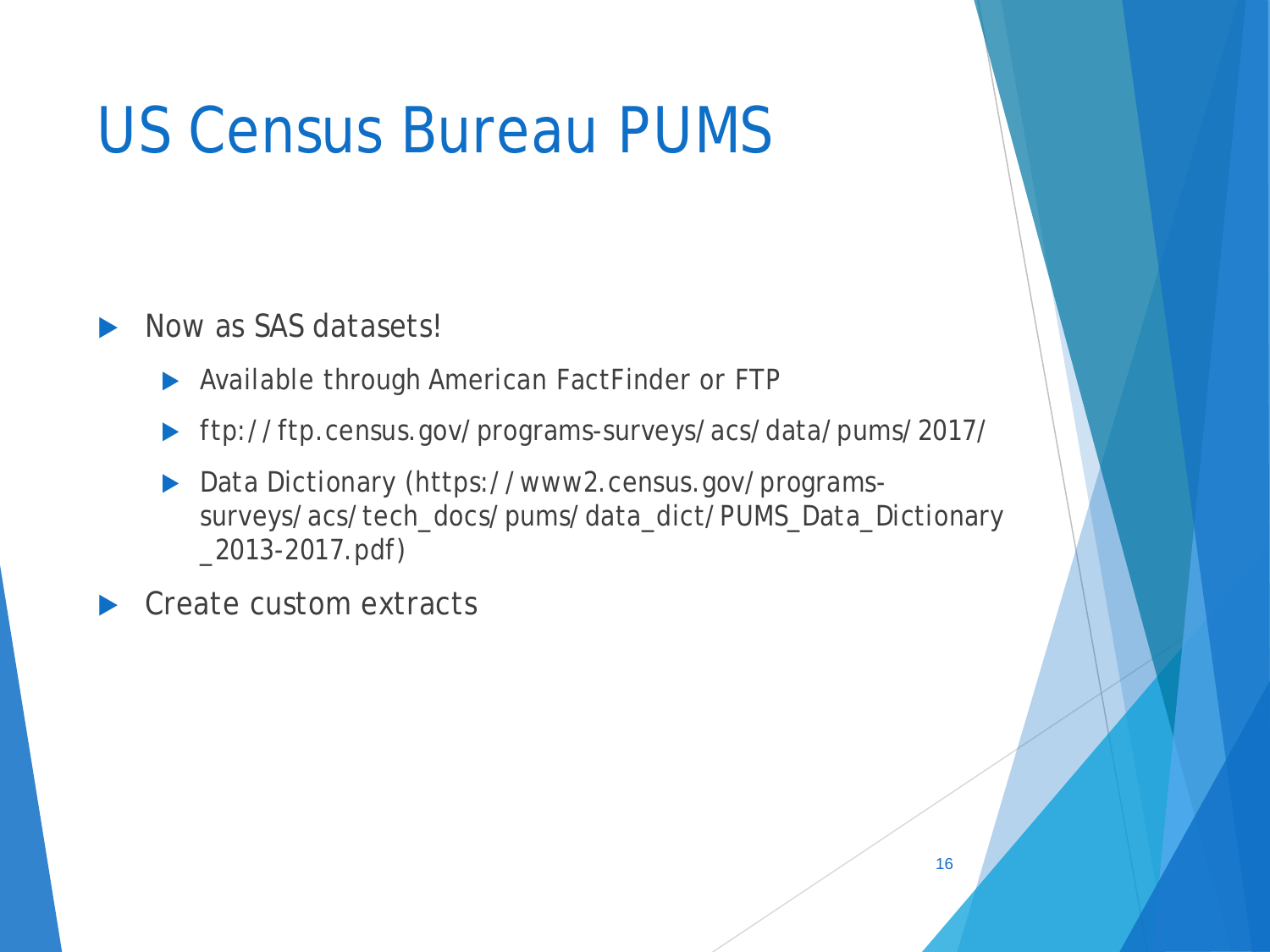# US Census Bureau PUMS

- Now as SAS datasets!
  - Available through American FactFinder or FTP
  - ftp://ftp.census.gov/programs-surveys/acs/data/pums/2017/
  - Data Dictionary (https://www2.census.gov/programs-surveys/acs/tech_docs/pums/data_dict/PUMS_Data_Dictionary_2013-2017.pdf)
- Create custom extracts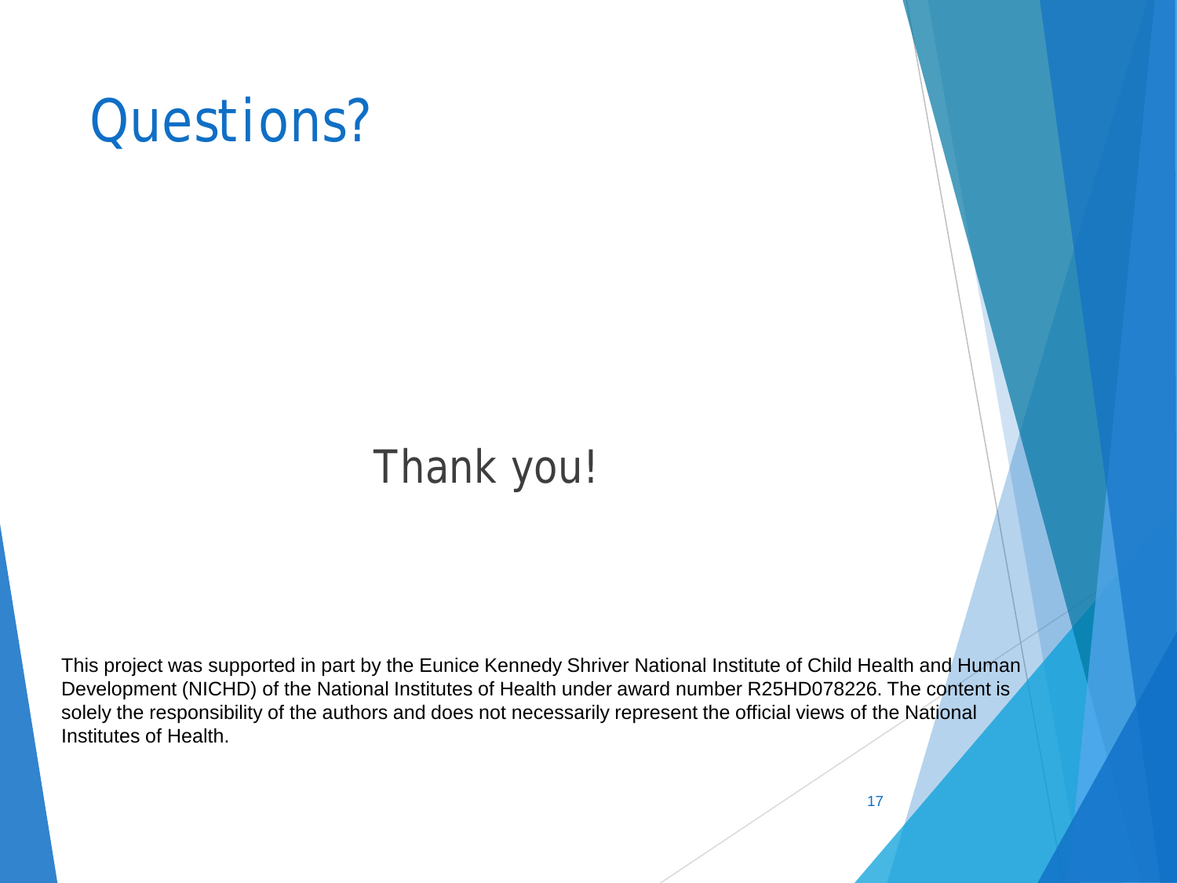# Questions?

Thank you!

This project was supported in part by the Eunice Kennedy Shriver National Institute of Child Health and Human Development (NICHD) of the National Institutes of Health under award number R25HD078226. The content is solely the responsibility of the authors and does not necessarily represent the official views of the National Institutes of Health.